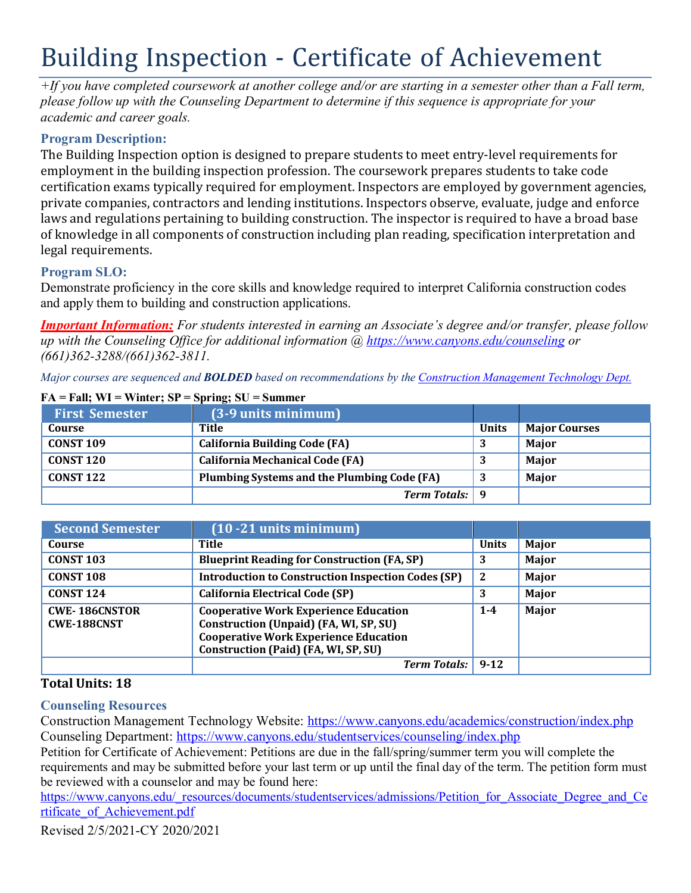# Building Inspection - Certificate of Achievement

*+If you have completed coursework at another college and/or are starting in a semester other than a Fall term, please follow up with the Counseling Department to determine if this sequence is appropriate for your academic and career goals.*

### Program Description:

The Building Inspection option is designed to prepare students to meet entry-level requirements for employment in the building inspection profession. The coursework prepares students to take code certification exams typically required for employment. Inspectors are employed by government agencies, private companies, contractors and lending institutions. Inspectors observe, evaluate, judge and enforce laws and regulations pertaining to building construction. The inspector is required to have a broad base of knowledge in all components of construction including plan reading, specification interpretation and legal requirements.

### Program SLO:

Demonstrate proficiency in the core skills and knowledge required to interpret California construction codes and apply them to building and construction applications.

***Important Information:*** *For students interested in earning an Associate's degree and/or transfer, please follow up with the Counseling Office for additional information @ https://www.canyons.edu/counseling or (661)362-3288/(661)362-3811.*

*Major courses are sequenced and **BOLDED** based on recommendations by the Construction Management Technology Dept.*

**FA = Fall; WI = Winter; SP = Spring; SU = Summer**

| First Semester | (3-9 units minimum) | | |
|---|---|---|---|
| **Course** | **Title** | **Units** | **Major Courses** |
| **CONST 109** | **California Building Code (FA)** | **3** | **Major** |
| **CONST 120** | **California Mechanical Code (FA)** | **3** | **Major** |
| **CONST 122** | **Plumbing Systems and the Plumbing Code (FA)** | **3** | **Major** |
| | ***Term Totals:*** | **9** | |

| Second Semester | (10 -21 units minimum) | | |
|---|---|---|---|
| **Course** | **Title** | **Units** | **Major** |
| **CONST 103** | **Blueprint Reading for Construction (FA, SP)** | **3** | **Major** |
| **CONST 108** | **Introduction to Construction Inspection Codes (SP)** | **2** | **Major** |
| **CONST 124** | **California Electrical Code (SP)** | **3** | **Major** |
| **CWE- 186CNSTOR** **CWE-188CNST** | **Cooperative Work Experience Education Construction (Unpaid) (FA, WI, SP, SU)** **Cooperative Work Experience Education Construction (Paid) (FA, WI, SP, SU)** | **1-4** | **Major** |
| | ***Term Totals:*** | **9-12** | |

**Total Units: 18**

### Counseling Resources

Construction Management Technology Website: https://www.canyons.edu/academics/construction/index.php
Counseling Department: https://www.canyons.edu/studentservices/counseling/index.php
Petition for Certificate of Achievement: Petitions are due in the fall/spring/summer term you will complete the requirements and may be submitted before your last term or up until the final day of the term. The petition form must be reviewed with a counselor and may be found here:
https://www.canyons.edu/_resources/documents/studentservices/admissions/Petition_for_Associate_Degree_and_Certificate_of_Achievement.pdf

Revised 2/5/2021-CY 2020/2021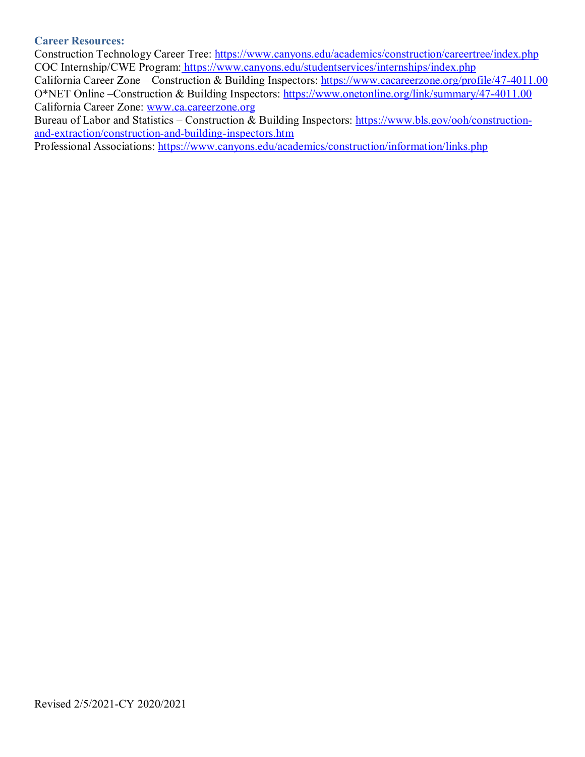### Career Resources:

Construction Technology Career Tree: https://www.canyons.edu/academics/construction/careertree/index.php
COC Internship/CWE Program: https://www.canyons.edu/studentservices/internships/index.php
California Career Zone – Construction & Building Inspectors: https://www.cacareerzone.org/profile/47-4011.00
O*NET Online –Construction & Building Inspectors: https://www.onetonline.org/link/summary/47-4011.00
California Career Zone: www.ca.careerzone.org
Bureau of Labor and Statistics – Construction & Building Inspectors: https://www.bls.gov/ooh/construction-and-extraction/construction-and-building-inspectors.htm
Professional Associations: https://www.canyons.edu/academics/construction/information/links.php

Revised 2/5/2021-CY 2020/2021